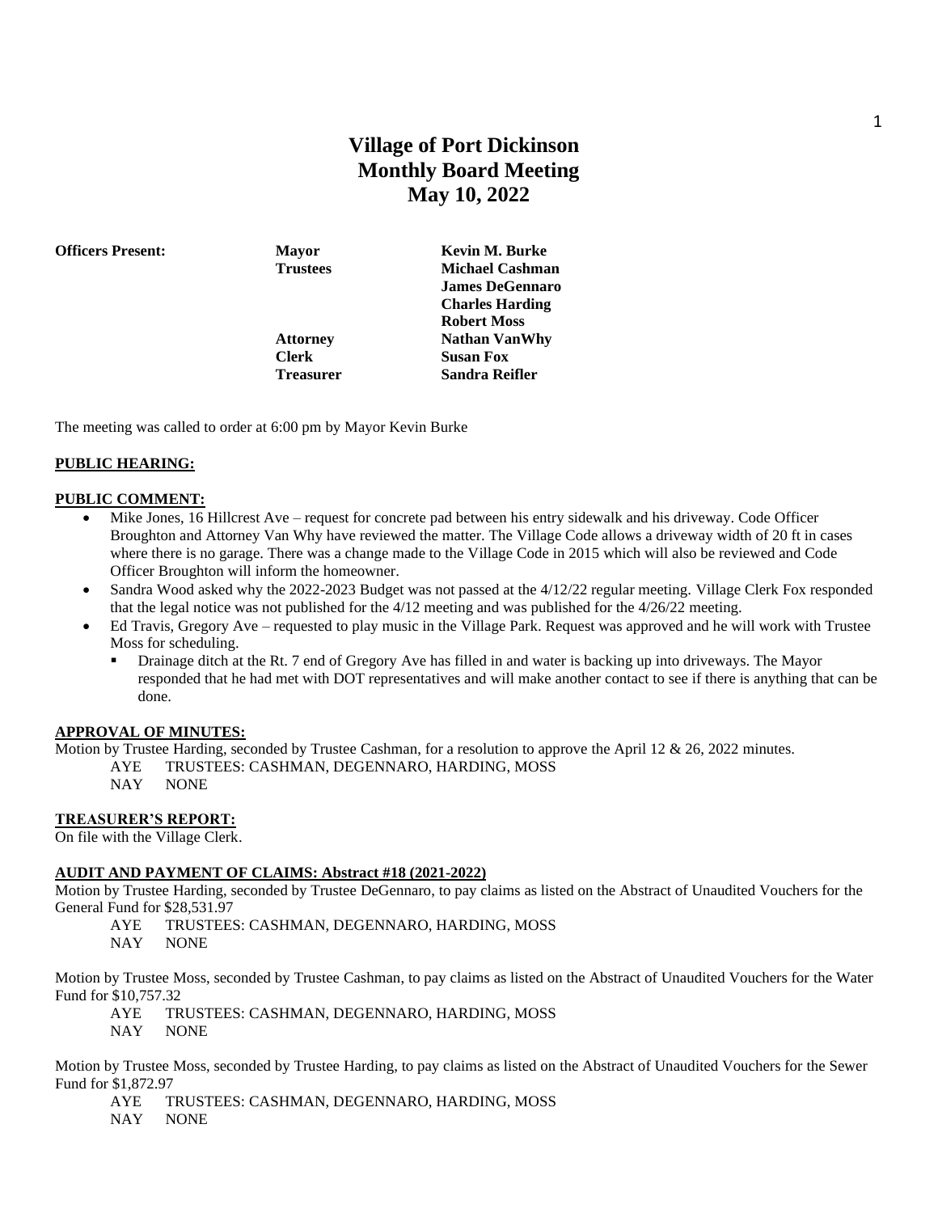# Village of Port Dickinson
# Monthly Board Meeting
# May 10, 2022

| **Officers Present:** | **Mayor** | **Kevin M. Burke** |
|---|---|---|
| | **Trustees** | **Michael Cashman** |
| | | **James DeGennaro** |
| | | **Charles Harding** |
| | | **Robert Moss** |
| | **Attorney** | **Nathan VanWhy** |
| | **Clerk** | **Susan Fox** |
| | **Treasurer** | **Sandra Reifler** |

The meeting was called to order at 6:00 pm by Mayor Kevin Burke

**PUBLIC HEARING:**

**PUBLIC COMMENT:**

- Mike Jones, 16 Hillcrest Ave – request for concrete pad between his entry sidewalk and his driveway. Code Officer Broughton and Attorney Van Why have reviewed the matter. The Village Code allows a driveway width of 20 ft in cases where there is no garage. There was a change made to the Village Code in 2015 which will also be reviewed and Code Officer Broughton will inform the homeowner.
- Sandra Wood asked why the 2022-2023 Budget was not passed at the 4/12/22 regular meeting. Village Clerk Fox responded that the legal notice was not published for the 4/12 meeting and was published for the 4/26/22 meeting.
- Ed Travis, Gregory Ave – requested to play music in the Village Park. Request was approved and he will work with Trustee Moss for scheduling.
  - Drainage ditch at the Rt. 7 end of Gregory Ave has filled in and water is backing up into driveways. The Mayor responded that he had met with DOT representatives and will make another contact to see if there is anything that can be done.

**APPROVAL OF MINUTES:**

Motion by Trustee Harding, seconded by Trustee Cashman, for a resolution to approve the April 12 & 26, 2022 minutes.

AYE TRUSTEES: CASHMAN, DEGENNARO, HARDING, MOSS
NAY NONE

**TREASURER'S REPORT:**

On file with the Village Clerk.

**AUDIT AND PAYMENT OF CLAIMS: Abstract #18 (2021-2022)**

Motion by Trustee Harding, seconded by Trustee DeGennaro, to pay claims as listed on the Abstract of Unaudited Vouchers for the General Fund for $28,531.97

AYE TRUSTEES: CASHMAN, DEGENNARO, HARDING, MOSS
NAY NONE

Motion by Trustee Moss, seconded by Trustee Cashman, to pay claims as listed on the Abstract of Unaudited Vouchers for the Water Fund for $10,757.32

AYE TRUSTEES: CASHMAN, DEGENNARO, HARDING, MOSS
NAY NONE

Motion by Trustee Moss, seconded by Trustee Harding, to pay claims as listed on the Abstract of Unaudited Vouchers for the Sewer Fund for $1,872.97

AYE TRUSTEES: CASHMAN, DEGENNARO, HARDING, MOSS
NAY NONE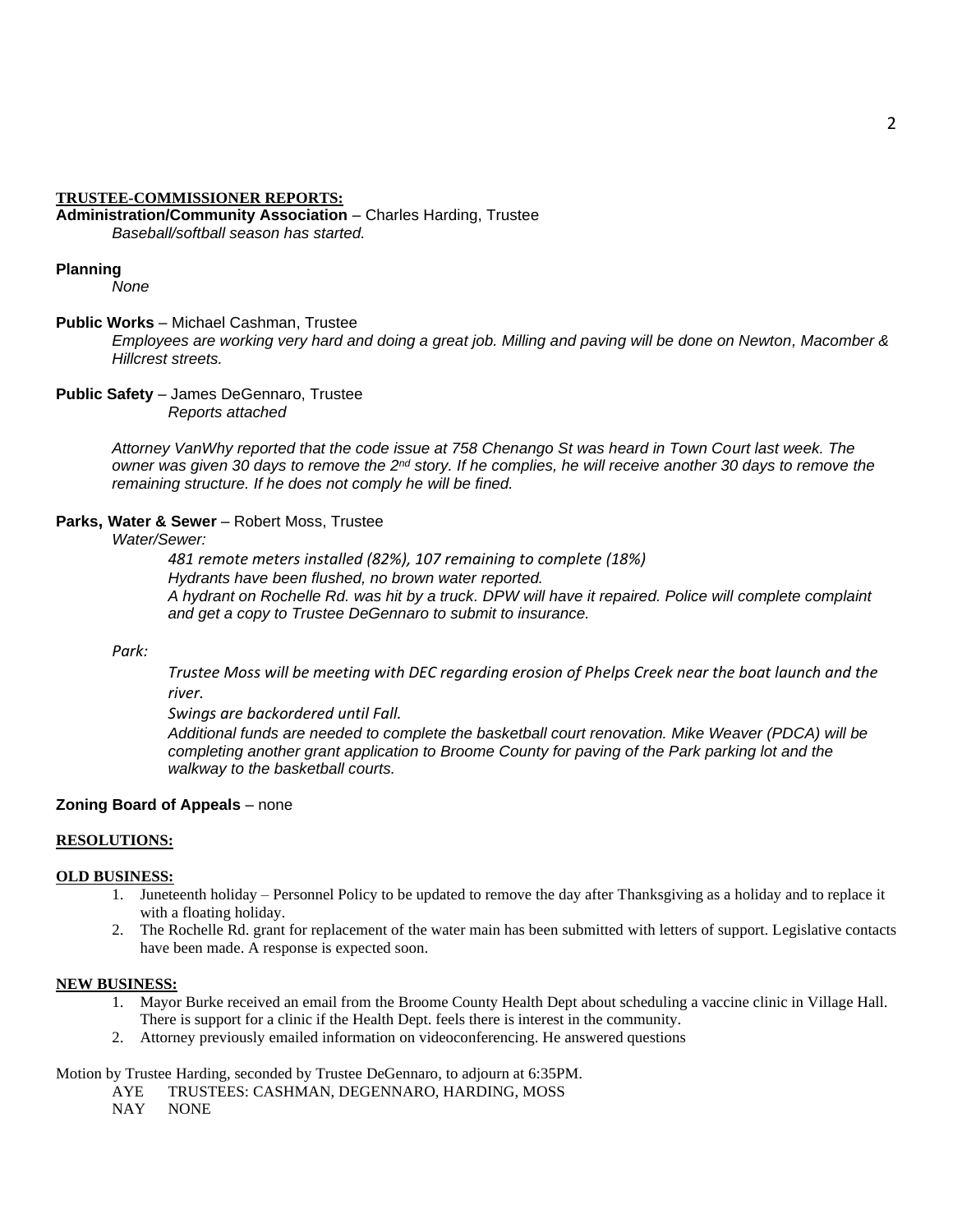**TRUSTEE-COMMISSIONER REPORTS:**

**Administration/Community Association** – Charles Harding, Trustee

*Baseball/softball season has started.*

**Planning**

*None*

**Public Works** – Michael Cashman, Trustee

*Employees are working very hard and doing a great job. Milling and paving will be done on Newton, Macomber & Hillcrest streets.*

**Public Safety** – James DeGennaro, Trustee

*Reports attached*

*Attorney VanWhy reported that the code issue at 758 Chenango St was heard in Town Court last week. The owner was given 30 days to remove the 2nd story. If he complies, he will receive another 30 days to remove the remaining structure. If he does not comply he will be fined.*

**Parks, Water & Sewer** – Robert Moss, Trustee

*Water/Sewer:*

*481 remote meters installed (82%), 107 remaining to complete (18%)*
*Hydrants have been flushed, no brown water reported.*
*A hydrant on Rochelle Rd. was hit by a truck. DPW will have it repaired. Police will complete complaint and get a copy to Trustee DeGennaro to submit to insurance.*

*Park:*

*Trustee Moss will be meeting with DEC regarding erosion of Phelps Creek near the boat launch and the river.*
*Swings are backordered until Fall.*
*Additional funds are needed to complete the basketball court renovation. Mike Weaver (PDCA) will be completing another grant application to Broome County for paving of the Park parking lot and the walkway to the basketball courts.*

**Zoning Board of Appeals** – none

**RESOLUTIONS:**

**OLD BUSINESS:**

1. Juneteenth holiday – Personnel Policy to be updated to remove the day after Thanksgiving as a holiday and to replace it with a floating holiday.
2. The Rochelle Rd. grant for replacement of the water main has been submitted with letters of support. Legislative contacts have been made. A response is expected soon.

**NEW BUSINESS:**

1. Mayor Burke received an email from the Broome County Health Dept about scheduling a vaccine clinic in Village Hall. There is support for a clinic if the Health Dept. feels there is interest in the community.
2. Attorney previously emailed information on videoconferencing. He answered questions

Motion by Trustee Harding, seconded by Trustee DeGennaro, to adjourn at 6:35PM.

AYE TRUSTEES: CASHMAN, DEGENNARO, HARDING, MOSS
NAY NONE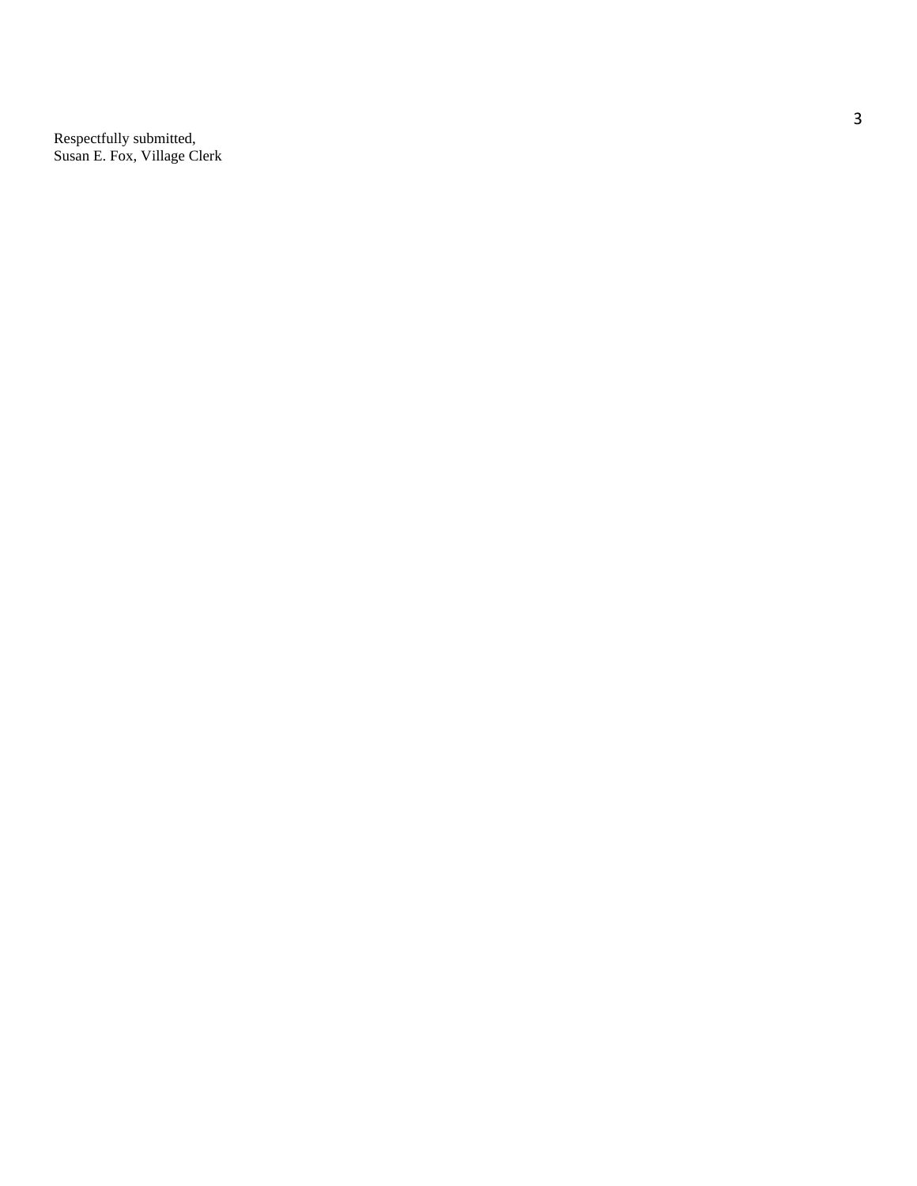Respectfully submitted,
Susan E. Fox, Village Clerk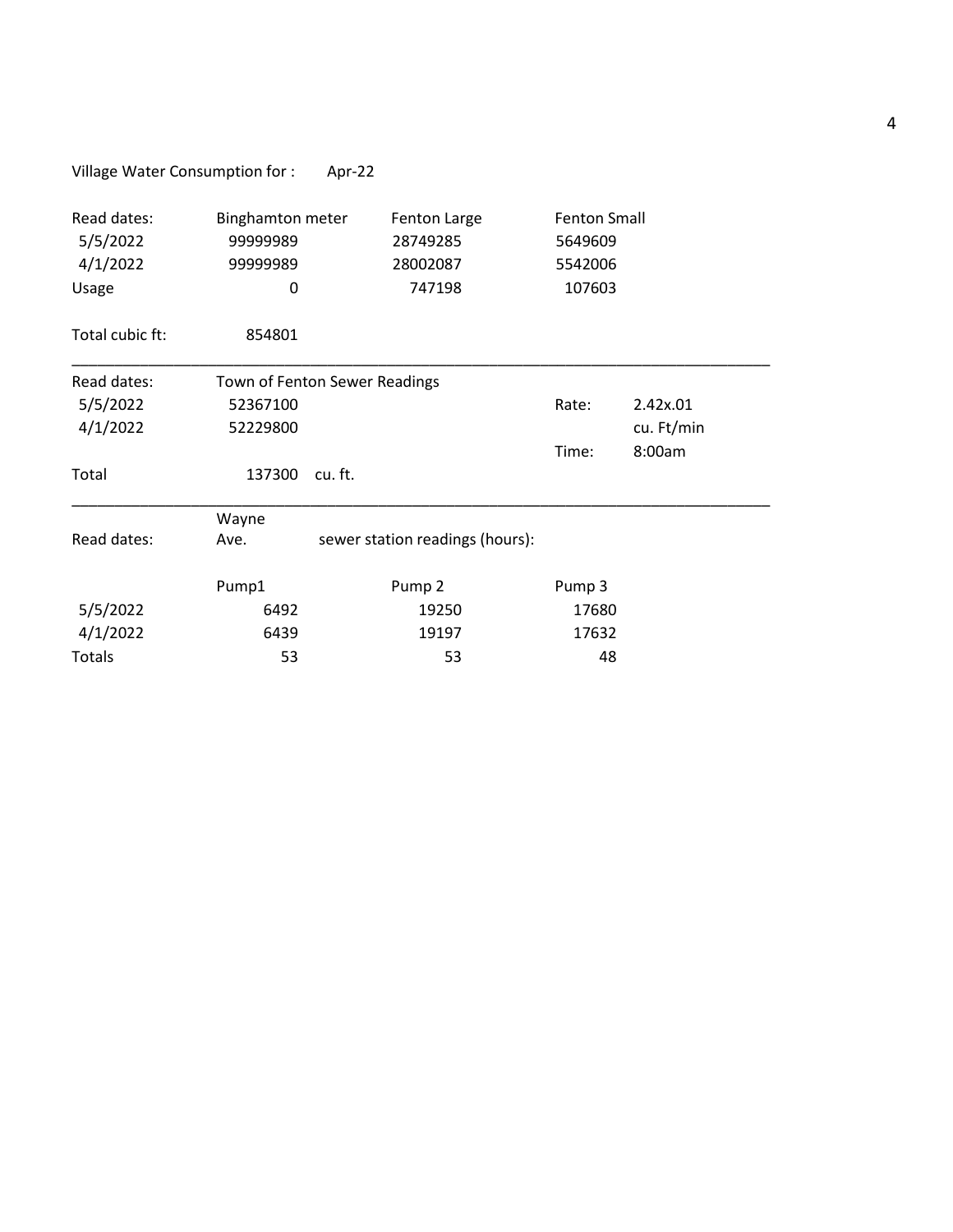Village Water Consumption for : Apr-22

| Read dates: | Binghamton meter | Fenton Large | Fenton Small |
|---|---|---|---|
| 5/5/2022 | 99999989 | 28749285 | 5649609 |
| 4/1/2022 | 99999989 | 28002087 | 5542006 |
| Usage | 0 | 747198 | 107603 |

Total cubic ft: 854801

---

| Read dates: | Town of Fenton Sewer Readings | | | |
|---|---|---|---|---|
| 5/5/2022 | 52367100 | | Rate: | 2.42x.01 |
| 4/1/2022 | 52229800 | | | cu. Ft/min |
| | | | Time: | 8:00am |
| Total | 137300 | cu. ft. | | |

---

| Read dates: | Wayne Ave. | sewer station readings (hours): | |
|---|---|---|---|
| | Pump1 | Pump 2 | Pump 3 |
| 5/5/2022 | 6492 | 19250 | 17680 |
| 4/1/2022 | 6439 | 19197 | 17632 |
| Totals | 53 | 53 | 48 |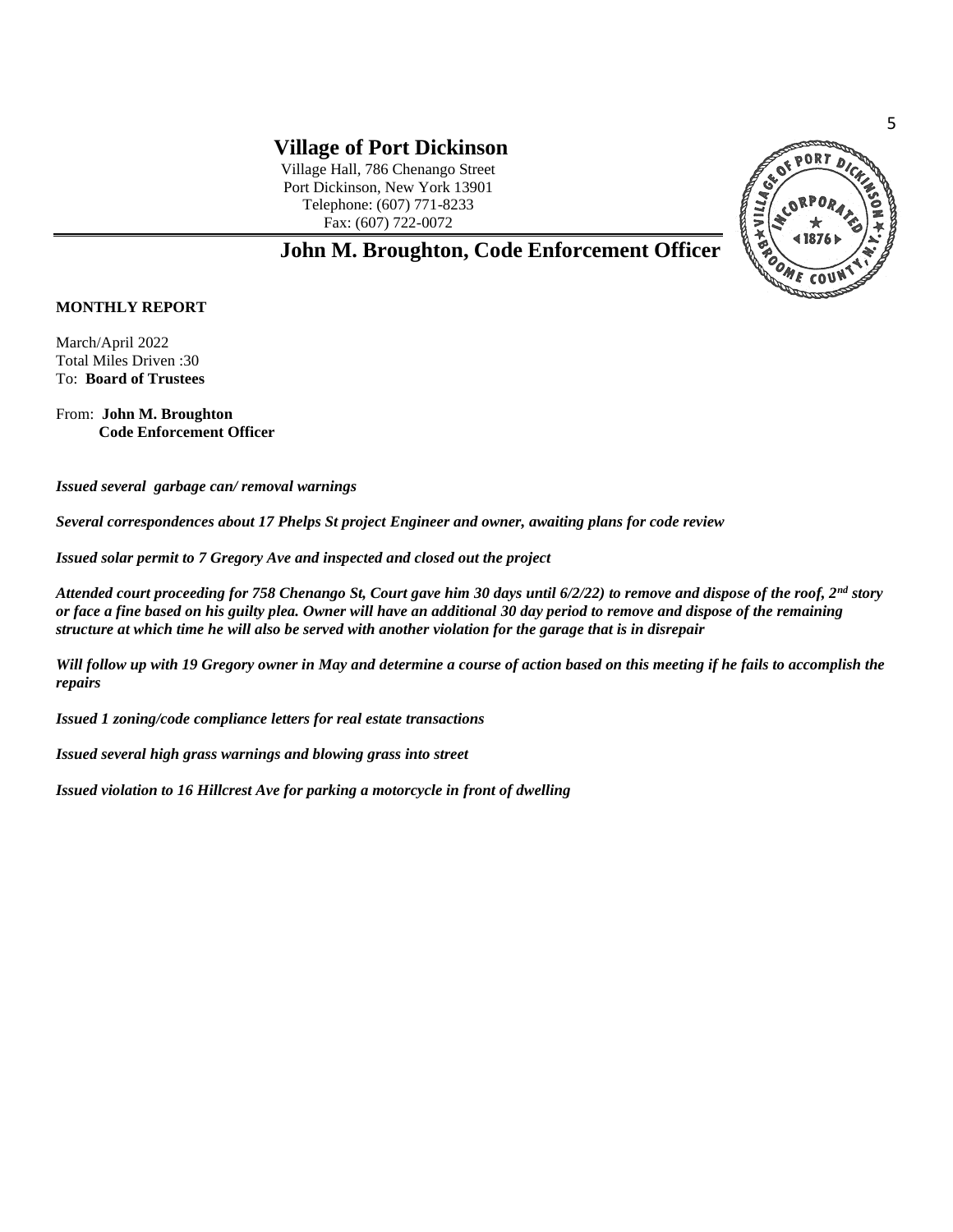# Village of Port Dickinson

Village Hall, 786 Chenango Street
Port Dickinson, New York 13901
Telephone: (607) 771-8233
Fax: (607) 722-0072

## John M. Broughton, Code Enforcement Officer

**MONTHLY REPORT**

March/April 2022
Total Miles Driven :30
To: **Board of Trustees**

From: **John M. Broughton**
**Code Enforcement Officer**

***Issued several garbage can/ removal warnings***

***Several correspondences about 17 Phelps St project Engineer and owner, awaiting plans for code review***

***Issued solar permit to 7 Gregory Ave and inspected and closed out the project***

***Attended court proceeding for 758 Chenango St, Court gave him 30 days until 6/2/22) to remove and dispose of the roof, 2nd story or face a fine based on his guilty plea. Owner will have an additional 30 day period to remove and dispose of the remaining structure at which time he will also be served with another violation for the garage that is in disrepair***

***Will follow up with 19 Gregory owner in May and determine a course of action based on this meeting if he fails to accomplish the repairs***

***Issued 1 zoning/code compliance letters for real estate transactions***

***Issued several high grass warnings and blowing grass into street***

***Issued violation to 16 Hillcrest Ave for parking a motorcycle in front of dwelling***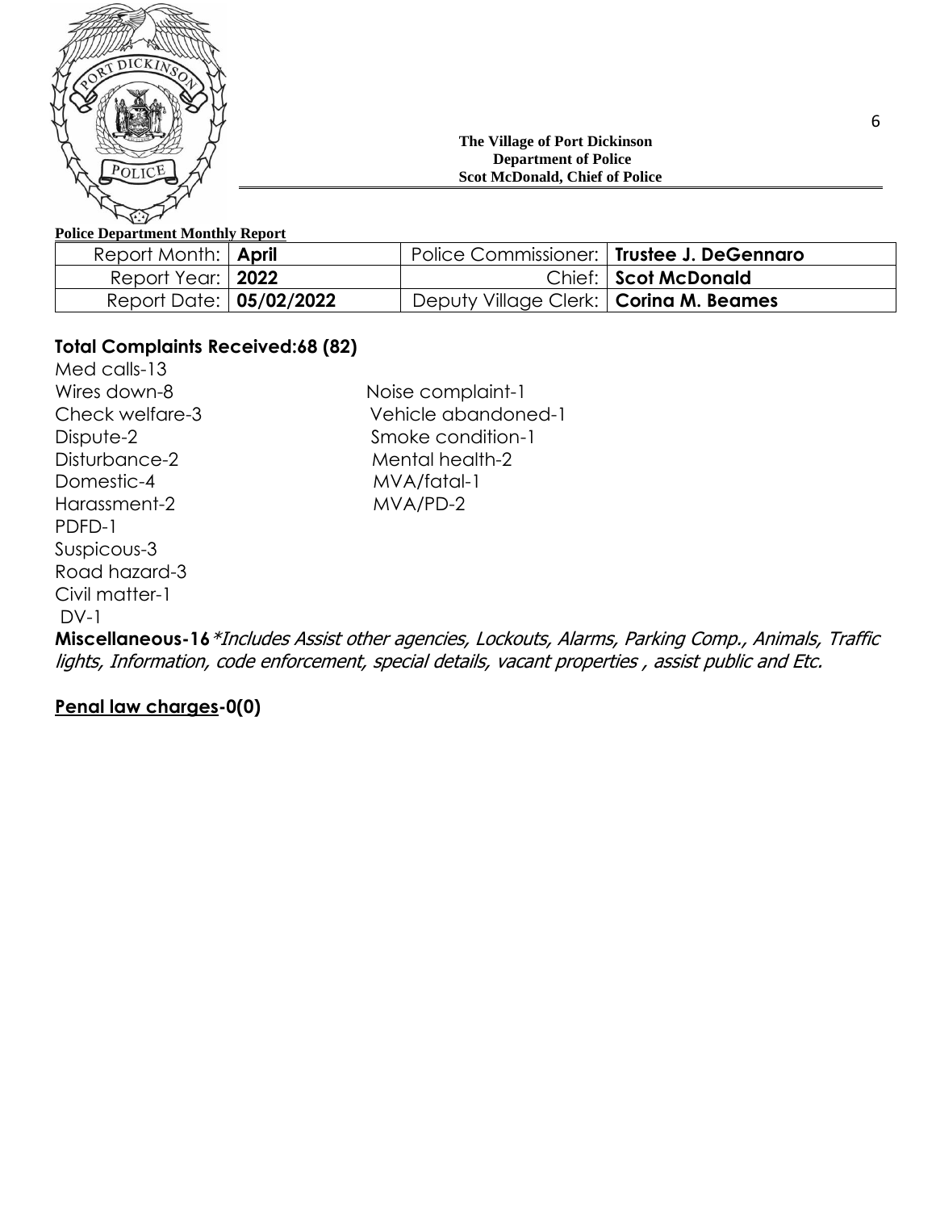**The Village of Port Dickinson**
**Department of Police**
**Scot McDonald, Chief of Police**

**Police Department Monthly Report**

| | | | |
|---|---|---|---|
| Report Month: | **April** | Police Commissioner: | **Trustee J. DeGennaro** |
| Report Year: | **2022** | Chief: | **Scot McDonald** |
| Report Date: | **05/02/2022** | Deputy Village Clerk: | **Corina M. Beames** |

**Total Complaints Received:68 (82)**

Med calls-13
Wires down-8
Check welfare-3
Dispute-2
Disturbance-2
Domestic-4
Harassment-2
PDFD-1
Suspicous-3
Road hazard-3
Civil matter-1
DV-1
Noise complaint-1
Vehicle abandoned-1
Smoke condition-1
Mental health-2
MVA/fatal-1
MVA/PD-2

**Miscellaneous-16** *\*Includes Assist other agencies, Lockouts, Alarms, Parking Comp., Animals, Traffic lights, Information, code enforcement, special details, vacant properties , assist public and Etc.*

**Penal law charges-0(0)**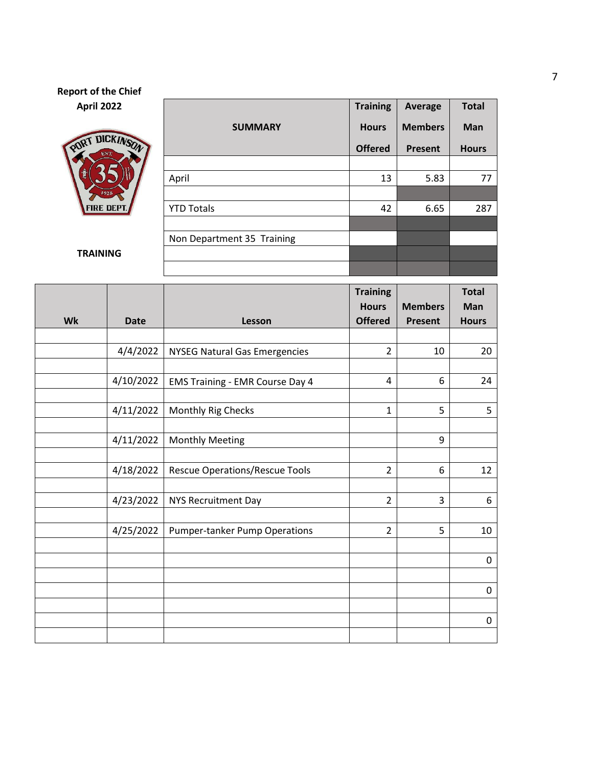**Report of the Chief**

**April 2022**

**TRAINING**

| SUMMARY | Training Hours Offered | Average Members Present | Total Man Hours |
|---|---|---|---|
| | | | |
| April | 13 | 5.83 | 77 |
| | | | |
| YTD Totals | 42 | 6.65 | 287 |
| | | | |
| Non Department 35 Training | | | |
| | | | |
| | | | |

| Wk | Date | Lesson | Training Hours Offered | Members Present | Total Man Hours |
|---|---|---|---|---|---|
| | | | | | |
| | 4/4/2022 | NYSEG Natural Gas Emergencies | 2 | 10 | 20 |
| | | | | | |
| | 4/10/2022 | EMS Training - EMR Course Day 4 | 4 | 6 | 24 |
| | | | | | |
| | 4/11/2022 | Monthly Rig Checks | 1 | 5 | 5 |
| | | | | | |
| | 4/11/2022 | Monthly Meeting | | 9 | |
| | | | | | |
| | 4/18/2022 | Rescue Operations/Rescue Tools | 2 | 6 | 12 |
| | | | | | |
| | 4/23/2022 | NYS Recruitment Day | 2 | 3 | 6 |
| | | | | | |
| | 4/25/2022 | Pumper-tanker Pump Operations | 2 | 5 | 10 |
| | | | | | |
| | | | | | 0 |
| | | | | | |
| | | | | | 0 |
| | | | | | |
| | | | | | 0 |
| | | | | | |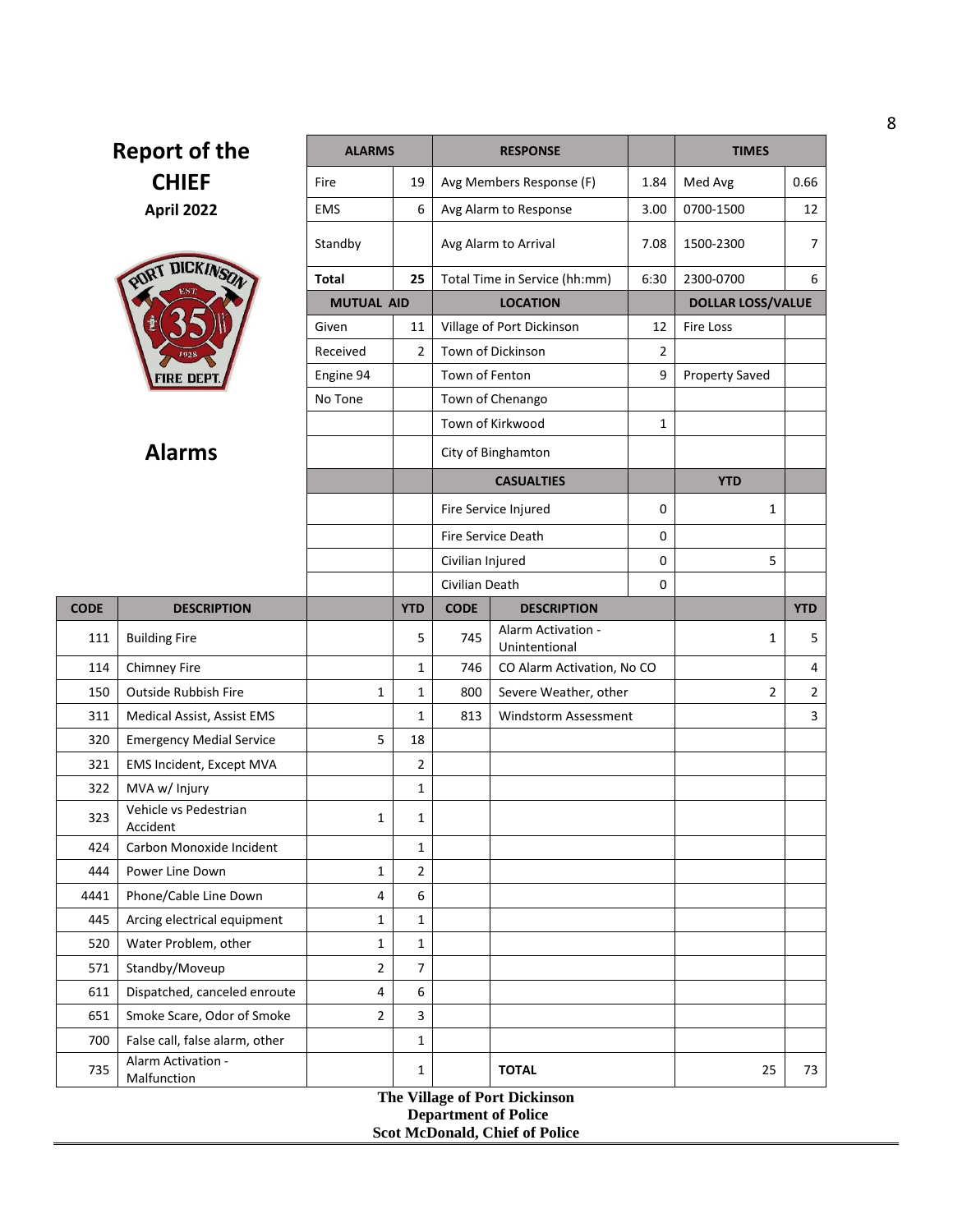# Report of the CHIEF

**April 2022**

## Alarms

| ALARMS | | RESPONSE | | TIMES | |
|---|---|---|---|---|---|
| Fire | 19 | Avg Members Response (F) | 1.84 | Med Avg | 0.66 |
| EMS | 6 | Avg Alarm to Response | 3.00 | 0700-1500 | 12 |
| Standby | | Avg Alarm to Arrival | 7.08 | 1500-2300 | 7 |
| **Total** | **25** | Total Time in Service (hh:mm) | 6:30 | 2300-0700 | 6 |
| **MUTUAL AID** | | **LOCATION** | | **DOLLAR LOSS/VALUE** | |
| Given | 11 | Village of Port Dickinson | 12 | Fire Loss | |
| Received | 2 | Town of Dickinson | 2 | | |
| Engine 94 | | Town of Fenton | 9 | Property Saved | |
| No Tone | | Town of Chenango | | | |
| | | Town of Kirkwood | 1 | | |
| | | City of Binghamton | | | |
| | | **CASUALTIES** | | **YTD** | |
| | | Fire Service Injured | 0 | 1 | |
| | | Fire Service Death | 0 | | |
| | | Civilian Injured | 0 | 5 | |
| | | Civilian Death | 0 | | |

| CODE | DESCRIPTION | | YTD | CODE | DESCRIPTION | | YTD |
|---|---|---|---|---|---|---|---|
| 111 | Building Fire | | 5 | 745 | Alarm Activation - Unintentional | 1 | 5 |
| 114 | Chimney Fire | | 1 | 746 | CO Alarm Activation, No CO | | 4 |
| 150 | Outside Rubbish Fire | 1 | 1 | 800 | Severe Weather, other | 2 | 2 |
| 311 | Medical Assist, Assist EMS | | 1 | 813 | Windstorm Assessment | | 3 |
| 320 | Emergency Medial Service | 5 | 18 | | | | |
| 321 | EMS Incident, Except MVA | | 2 | | | | |
| 322 | MVA w/ Injury | | 1 | | | | |
| 323 | Vehicle vs Pedestrian Accident | 1 | 1 | | | | |
| 424 | Carbon Monoxide Incident | | 1 | | | | |
| 444 | Power Line Down | 1 | 2 | | | | |
| 4441 | Phone/Cable Line Down | 4 | 6 | | | | |
| 445 | Arcing electrical equipment | 1 | 1 | | | | |
| 520 | Water Problem, other | 1 | 1 | | | | |
| 571 | Standby/Moveup | 2 | 7 | | | | |
| 611 | Dispatched, canceled enroute | 4 | 6 | | | | |
| 651 | Smoke Scare, Odor of Smoke | 2 | 3 | | | | |
| 700 | False call, false alarm, other | | 1 | | | | |
| 735 | Alarm Activation - Malfunction | | 1 | | **TOTAL** | 25 | 73 |

**The Village of Port Dickinson**
**Department of Police**
**Scot McDonald, Chief of Police**